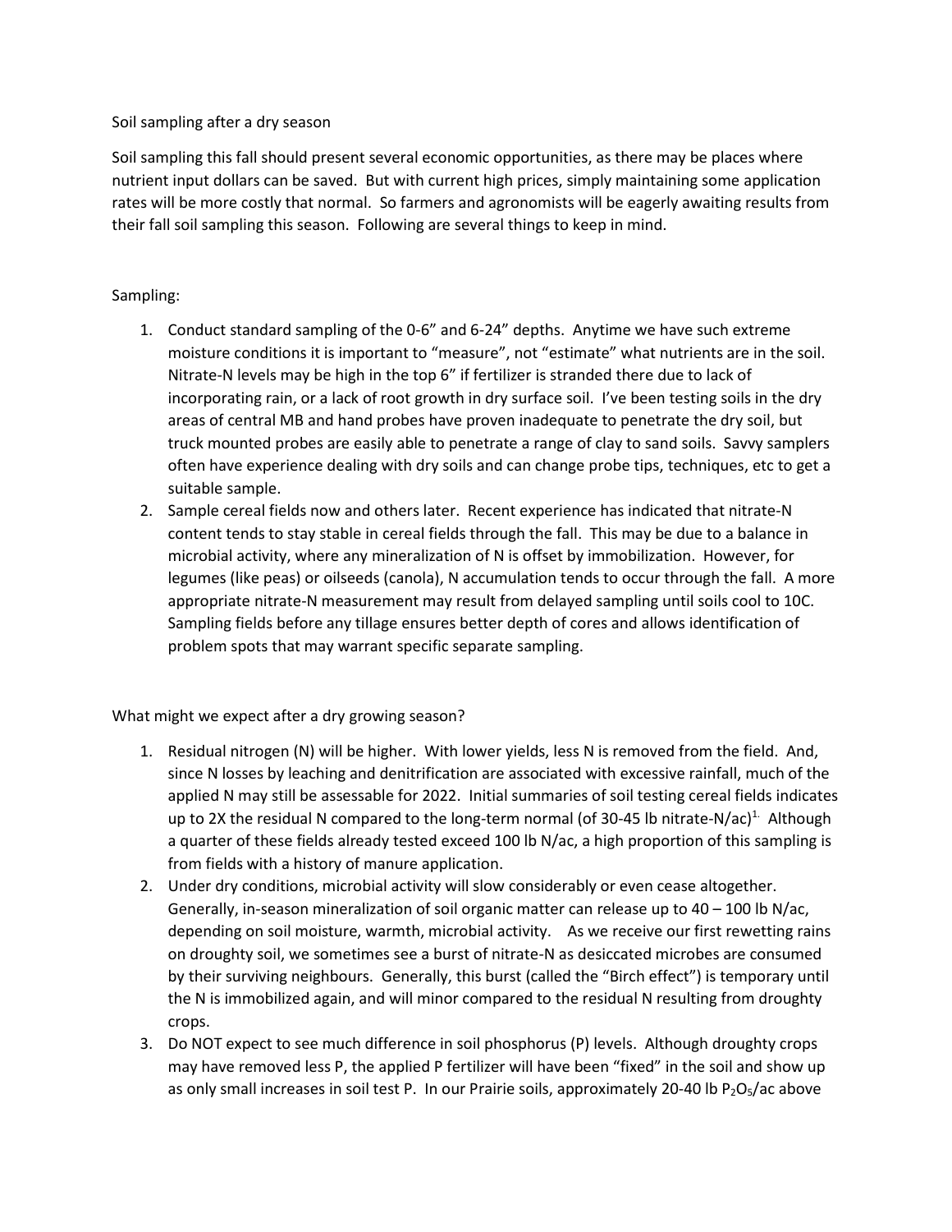Soil sampling after a dry season

Soil sampling this fall should present several economic opportunities, as there may be places where nutrient input dollars can be saved. But with current high prices, simply maintaining some application rates will be more costly that normal. So farmers and agronomists will be eagerly awaiting results from their fall soil sampling this season. Following are several things to keep in mind.

Sampling:

1. Conduct standard sampling of the 0-6" and 6-24" depths. Anytime we have such extreme moisture conditions it is important to "measure", not "estimate" what nutrients are in the soil. Nitrate-N levels may be high in the top 6" if fertilizer is stranded there due to lack of incorporating rain, or a lack of root growth in dry surface soil. I've been testing soils in the dry areas of central MB and hand probes have proven inadequate to penetrate the dry soil, but truck mounted probes are easily able to penetrate a range of clay to sand soils. Savvy samplers often have experience dealing with dry soils and can change probe tips, techniques, etc to get a suitable sample.
2. Sample cereal fields now and others later. Recent experience has indicated that nitrate-N content tends to stay stable in cereal fields through the fall. This may be due to a balance in microbial activity, where any mineralization of N is offset by immobilization. However, for legumes (like peas) or oilseeds (canola), N accumulation tends to occur through the fall. A more appropriate nitrate-N measurement may result from delayed sampling until soils cool to 10C. Sampling fields before any tillage ensures better depth of cores and allows identification of problem spots that may warrant specific separate sampling.

What might we expect after a dry growing season?

1. Residual nitrogen (N) will be higher. With lower yields, less N is removed from the field. And, since N losses by leaching and denitrification are associated with excessive rainfall, much of the applied N may still be assessable for 2022. Initial summaries of soil testing cereal fields indicates up to 2X the residual N compared to the long-term normal (of 30-45 lb nitrate-N/ac)[1.] Although a quarter of these fields already tested exceed 100 lb N/ac, a high proportion of this sampling is from fields with a history of manure application.
2. Under dry conditions, microbial activity will slow considerably or even cease altogether. Generally, in-season mineralization of soil organic matter can release up to 40 – 100 lb N/ac, depending on soil moisture, warmth, microbial activity. As we receive our first rewetting rains on droughty soil, we sometimes see a burst of nitrate-N as desiccated microbes are consumed by their surviving neighbours. Generally, this burst (called the "Birch effect") is temporary until the N is immobilized again, and will minor compared to the residual N resulting from droughty crops.
3. Do NOT expect to see much difference in soil phosphorus (P) levels. Although droughty crops may have removed less P, the applied P fertilizer will have been "fixed" in the soil and show up as only small increases in soil test P. In our Prairie soils, approximately 20-40 lb $P_2O_5$/ac above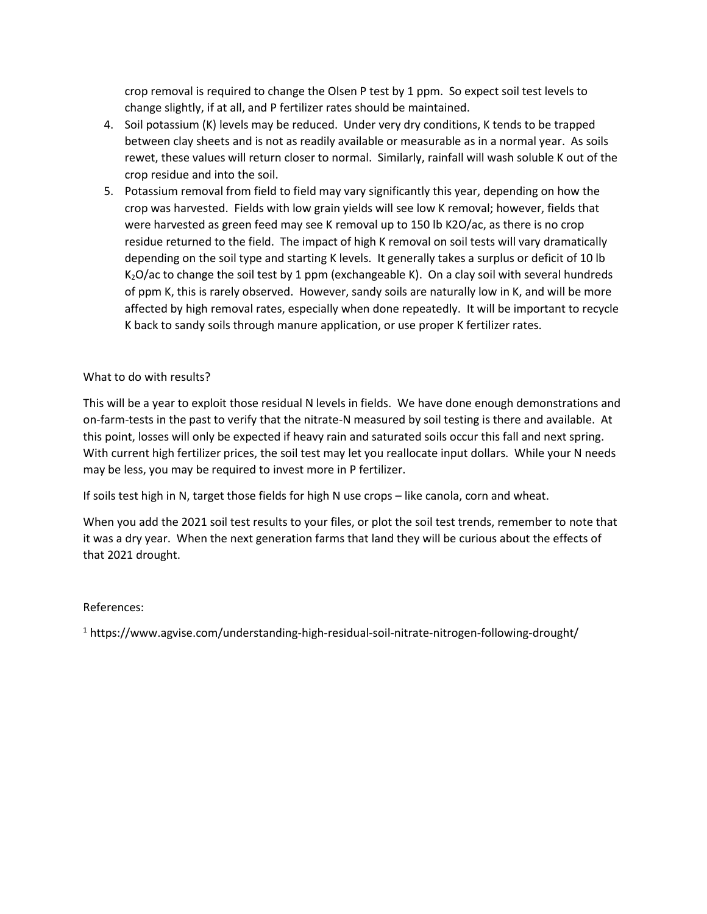crop removal is required to change the Olsen P test by 1 ppm. So expect soil test levels to change slightly, if at all, and P fertilizer rates should be maintained.

4. Soil potassium (K) levels may be reduced. Under very dry conditions, K tends to be trapped between clay sheets and is not as readily available or measurable as in a normal year. As soils rewet, these values will return closer to normal. Similarly, rainfall will wash soluble K out of the crop residue and into the soil.
5. Potassium removal from field to field may vary significantly this year, depending on how the crop was harvested. Fields with low grain yields will see low K removal; however, fields that were harvested as green feed may see K removal up to 150 lb K2O/ac, as there is no crop residue returned to the field. The impact of high K removal on soil tests will vary dramatically depending on the soil type and starting K levels. It generally takes a surplus or deficit of 10 lb $K_2O$/ac to change the soil test by 1 ppm (exchangeable K). On a clay soil with several hundreds of ppm K, this is rarely observed. However, sandy soils are naturally low in K, and will be more affected by high removal rates, especially when done repeatedly. It will be important to recycle K back to sandy soils through manure application, or use proper K fertilizer rates.

What to do with results?

This will be a year to exploit those residual N levels in fields. We have done enough demonstrations and on-farm-tests in the past to verify that the nitrate-N measured by soil testing is there and available. At this point, losses will only be expected if heavy rain and saturated soils occur this fall and next spring. With current high fertilizer prices, the soil test may let you reallocate input dollars. While your N needs may be less, you may be required to invest more in P fertilizer.

If soils test high in N, target those fields for high N use crops – like canola, corn and wheat.

When you add the 2021 soil test results to your files, or plot the soil test trends, remember to note that it was a dry year. When the next generation farms that land they will be curious about the effects of that 2021 drought.

References:

[1] https://www.agvise.com/understanding-high-residual-soil-nitrate-nitrogen-following-drought/